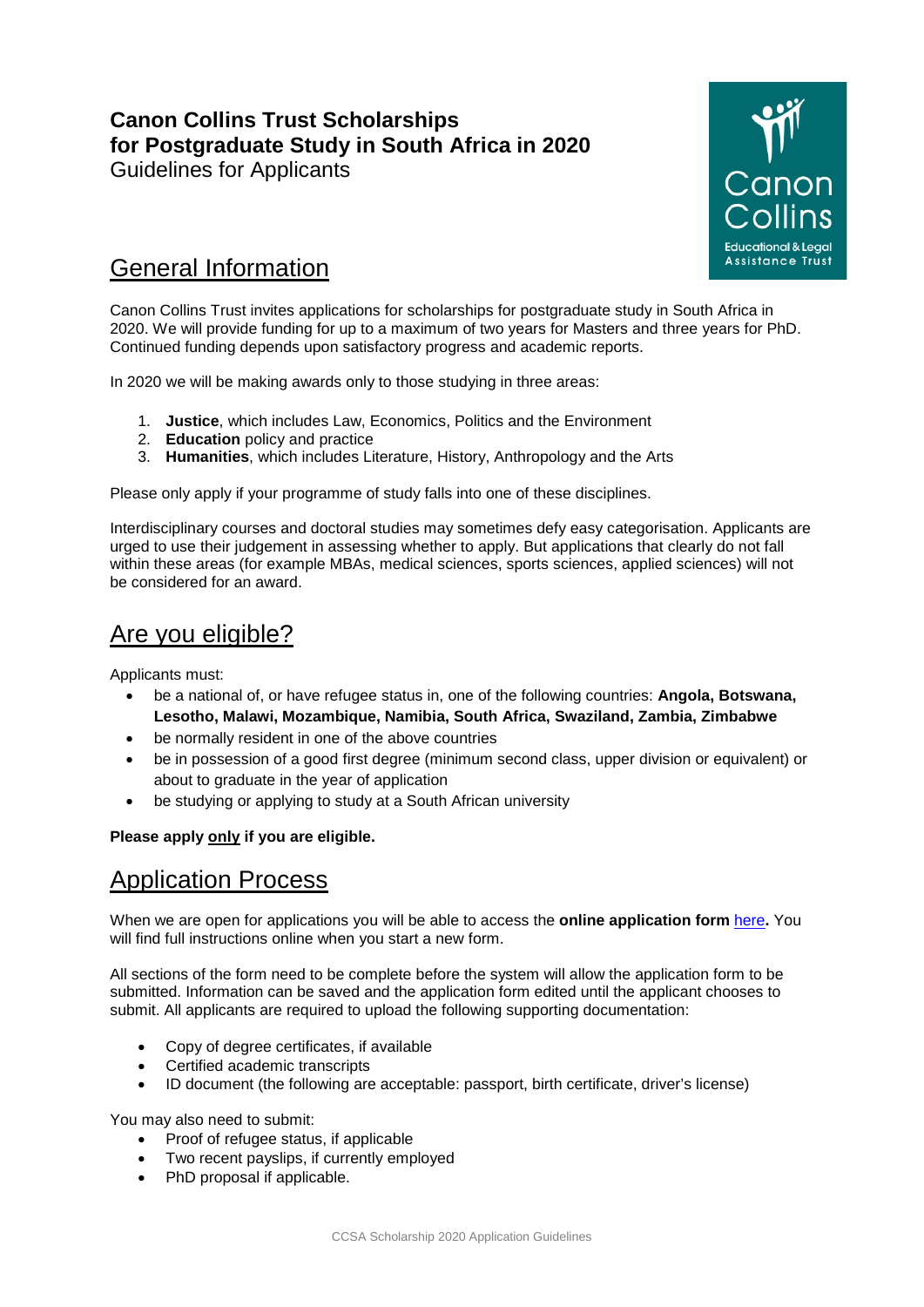# Canon Collins Trust Scholarships for Postgraduate Study in South Africa in 2020

Guidelines for Applicants

## General Information

Canon Collins Trust invites applications for scholarships for postgraduate study in South Africa in 2020. We will provide funding for up to a maximum of two years for Masters and three years for PhD. Continued funding depends upon satisfactory progress and academic reports.

In 2020 we will be making awards only to those studying in three areas:

1. **Justice**, which includes Law, Economics, Politics and the Environment
2. **Education** policy and practice
3. **Humanities**, which includes Literature, History, Anthropology and the Arts

Please only apply if your programme of study falls into one of these disciplines.

Interdisciplinary courses and doctoral studies may sometimes defy easy categorisation. Applicants are urged to use their judgement in assessing whether to apply. But applications that clearly do not fall within these areas (for example MBAs, medical sciences, sports sciences, applied sciences) will not be considered for an award.

## Are you eligible?

Applicants must:

- be a national of, or have refugee status in, one of the following countries: **Angola, Botswana, Lesotho, Malawi, Mozambique, Namibia, South Africa, Swaziland, Zambia, Zimbabwe**
- be normally resident in one of the above countries
- be in possession of a good first degree (minimum second class, upper division or equivalent) or about to graduate in the year of application
- be studying or applying to study at a South African university

**Please apply only if you are eligible.**

## Application Process

When we are open for applications you will be able to access the **online application form** here**.** You will find full instructions online when you start a new form.

All sections of the form need to be complete before the system will allow the application form to be submitted. Information can be saved and the application form edited until the applicant chooses to submit. All applicants are required to upload the following supporting documentation:

- Copy of degree certificates, if available
- Certified academic transcripts
- ID document (the following are acceptable: passport, birth certificate, driver's license)

You may also need to submit:

- Proof of refugee status, if applicable
- Two recent payslips, if currently employed
- PhD proposal if applicable.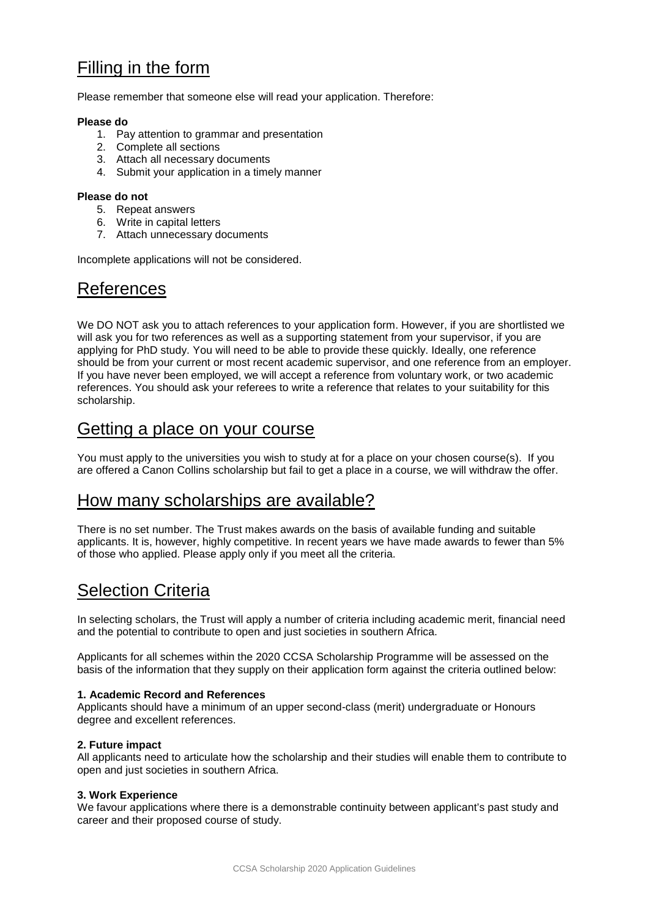## Filling in the form

Please remember that someone else will read your application. Therefore:

**Please do**

1. Pay attention to grammar and presentation
2. Complete all sections
3. Attach all necessary documents
4. Submit your application in a timely manner

**Please do not**

5. Repeat answers
6. Write in capital letters
7. Attach unnecessary documents

Incomplete applications will not be considered.

## References

We DO NOT ask you to attach references to your application form. However, if you are shortlisted we will ask you for two references as well as a supporting statement from your supervisor, if you are applying for PhD study. You will need to be able to provide these quickly. Ideally, one reference should be from your current or most recent academic supervisor, and one reference from an employer. If you have never been employed, we will accept a reference from voluntary work, or two academic references. You should ask your referees to write a reference that relates to your suitability for this scholarship.

## Getting a place on your course

You must apply to the universities you wish to study at for a place on your chosen course(s). If you are offered a Canon Collins scholarship but fail to get a place in a course, we will withdraw the offer.

## How many scholarships are available?

There is no set number. The Trust makes awards on the basis of available funding and suitable applicants. It is, however, highly competitive. In recent years we have made awards to fewer than 5% of those who applied. Please apply only if you meet all the criteria.

## Selection Criteria

In selecting scholars, the Trust will apply a number of criteria including academic merit, financial need and the potential to contribute to open and just societies in southern Africa.

Applicants for all schemes within the 2020 CCSA Scholarship Programme will be assessed on the basis of the information that they supply on their application form against the criteria outlined below:

**1. Academic Record and References**
Applicants should have a minimum of an upper second-class (merit) undergraduate or Honours degree and excellent references.

**2. Future impact**
All applicants need to articulate how the scholarship and their studies will enable them to contribute to open and just societies in southern Africa.

**3. Work Experience**
We favour applications where there is a demonstrable continuity between applicant's past study and career and their proposed course of study.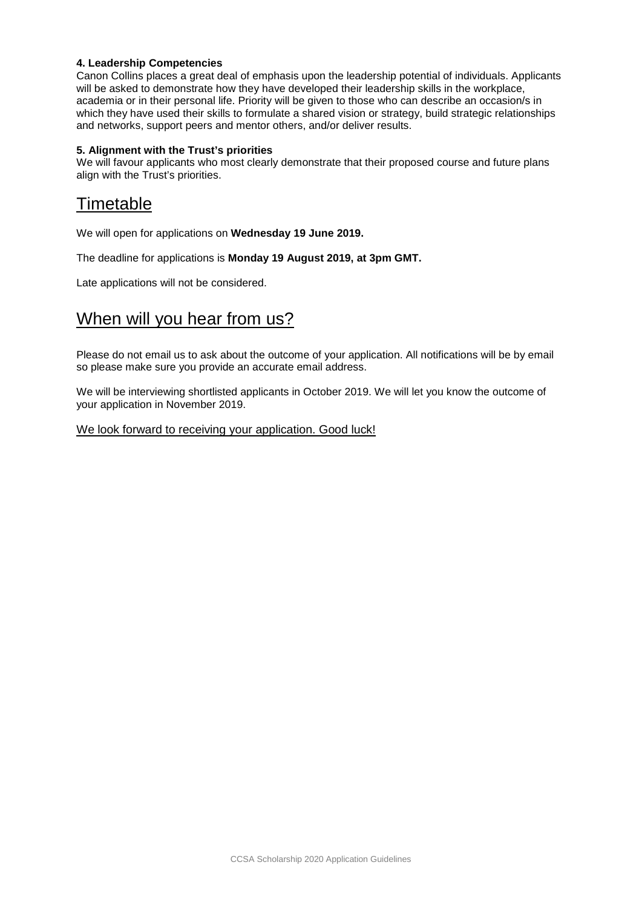**4. Leadership Competencies**

Canon Collins places a great deal of emphasis upon the leadership potential of individuals. Applicants will be asked to demonstrate how they have developed their leadership skills in the workplace, academia or in their personal life. Priority will be given to those who can describe an occasion/s in which they have used their skills to formulate a shared vision or strategy, build strategic relationships and networks, support peers and mentor others, and/or deliver results.

**5. Alignment with the Trust's priorities**

We will favour applicants who most clearly demonstrate that their proposed course and future plans align with the Trust's priorities.

# Timetable

We will open for applications on **Wednesday 19 June 2019.**

The deadline for applications is **Monday 19 August 2019, at 3pm GMT.**

Late applications will not be considered.

# When will you hear from us?

Please do not email us to ask about the outcome of your application. All notifications will be by email so please make sure you provide an accurate email address.

We will be interviewing shortlisted applicants in October 2019. We will let you know the outcome of your application in November 2019.

We look forward to receiving your application. Good luck!